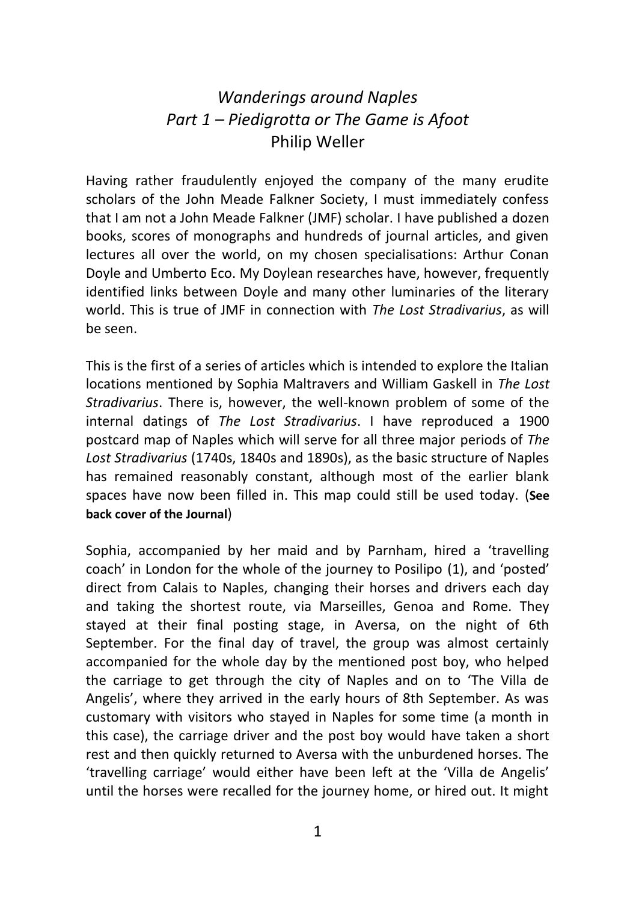# *Wanderings around Naples*
## *Part 1 – Piedigrotta or The Game is Afoot*
### Philip Weller

Having rather fraudulently enjoyed the company of the many erudite scholars of the John Meade Falkner Society, I must immediately confess that I am not a John Meade Falkner (JMF) scholar. I have published a dozen books, scores of monographs and hundreds of journal articles, and given lectures all over the world, on my chosen specialisations: Arthur Conan Doyle and Umberto Eco. My Doylean researches have, however, frequently identified links between Doyle and many other luminaries of the literary world. This is true of JMF in connection with *The Lost Stradivarius*, as will be seen.

This is the first of a series of articles which is intended to explore the Italian locations mentioned by Sophia Maltravers and William Gaskell in *The Lost Stradivarius*. There is, however, the well-known problem of some of the internal datings of *The Lost Stradivarius*. I have reproduced a 1900 postcard map of Naples which will serve for all three major periods of *The Lost Stradivarius* (1740s, 1840s and 1890s), as the basic structure of Naples has remained reasonably constant, although most of the earlier blank spaces have now been filled in. This map could still be used today. (**See back cover of the Journal**)

Sophia, accompanied by her maid and by Parnham, hired a 'travelling coach' in London for the whole of the journey to Posilipo (1), and 'posted' direct from Calais to Naples, changing their horses and drivers each day and taking the shortest route, via Marseilles, Genoa and Rome. They stayed at their final posting stage, in Aversa, on the night of 6th September. For the final day of travel, the group was almost certainly accompanied for the whole day by the mentioned post boy, who helped the carriage to get through the city of Naples and on to 'The Villa de Angelis', where they arrived in the early hours of 8th September. As was customary with visitors who stayed in Naples for some time (a month in this case), the carriage driver and the post boy would have taken a short rest and then quickly returned to Aversa with the unburdened horses. The 'travelling carriage' would either have been left at the 'Villa de Angelis' until the horses were recalled for the journey home, or hired out. It might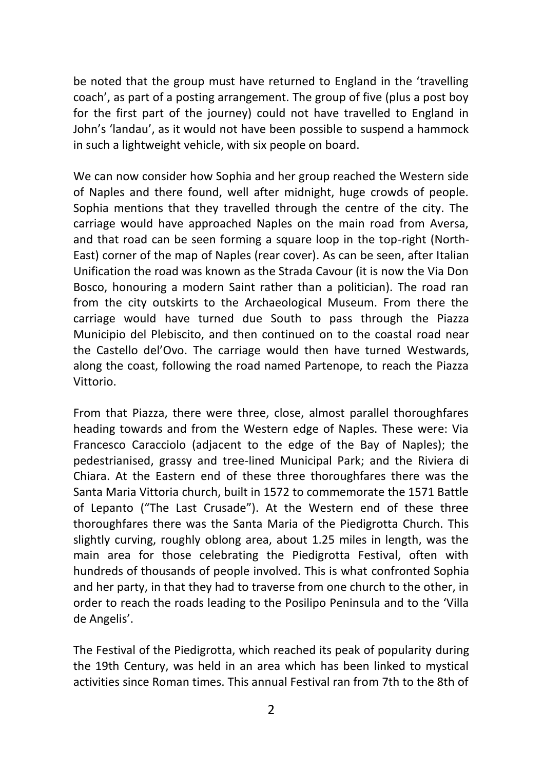be noted that the group must have returned to England in the 'travelling coach', as part of a posting arrangement. The group of five (plus a post boy for the first part of the journey) could not have travelled to England in John's 'landau', as it would not have been possible to suspend a hammock in such a lightweight vehicle, with six people on board.

We can now consider how Sophia and her group reached the Western side of Naples and there found, well after midnight, huge crowds of people. Sophia mentions that they travelled through the centre of the city. The carriage would have approached Naples on the main road from Aversa, and that road can be seen forming a square loop in the top-right (North-East) corner of the map of Naples (rear cover). As can be seen, after Italian Unification the road was known as the Strada Cavour (it is now the Via Don Bosco, honouring a modern Saint rather than a politician). The road ran from the city outskirts to the Archaeological Museum. From there the carriage would have turned due South to pass through the Piazza Municipio del Plebiscito, and then continued on to the coastal road near the Castello del'Ovo. The carriage would then have turned Westwards, along the coast, following the road named Partenope, to reach the Piazza Vittorio.

From that Piazza, there were three, close, almost parallel thoroughfares heading towards and from the Western edge of Naples. These were: Via Francesco Caracciolo (adjacent to the edge of the Bay of Naples); the pedestrianised, grassy and tree-lined Municipal Park; and the Riviera di Chiara. At the Eastern end of these three thoroughfares there was the Santa Maria Vittoria church, built in 1572 to commemorate the 1571 Battle of Lepanto ("The Last Crusade"). At the Western end of these three thoroughfares there was the Santa Maria of the Piedigrotta Church. This slightly curving, roughly oblong area, about 1.25 miles in length, was the main area for those celebrating the Piedigrotta Festival, often with hundreds of thousands of people involved. This is what confronted Sophia and her party, in that they had to traverse from one church to the other, in order to reach the roads leading to the Posilipo Peninsula and to the 'Villa de Angelis'.

The Festival of the Piedigrotta, which reached its peak of popularity during the 19th Century, was held in an area which has been linked to mystical activities since Roman times. This annual Festival ran from 7th to the 8th of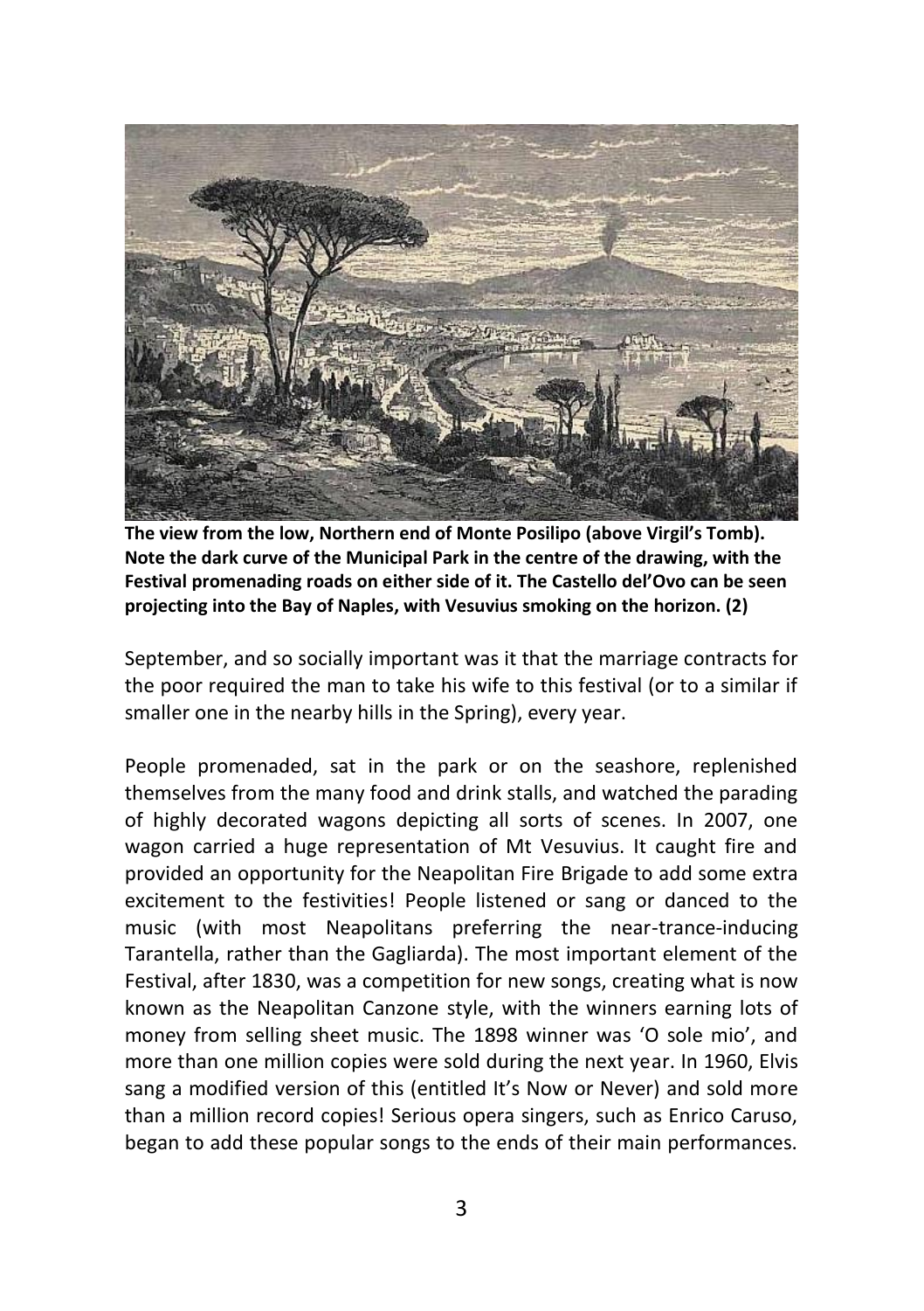**The view from the low, Northern end of Monte Posilipo (above Virgil's Tomb). Note the dark curve of the Municipal Park in the centre of the drawing, with the Festival promenading roads on either side of it. The Castello del'Ovo can be seen projecting into the Bay of Naples, with Vesuvius smoking on the horizon. (2)**

September, and so socially important was it that the marriage contracts for the poor required the man to take his wife to this festival (or to a similar if smaller one in the nearby hills in the Spring), every year.

People promenaded, sat in the park or on the seashore, replenished themselves from the many food and drink stalls, and watched the parading of highly decorated wagons depicting all sorts of scenes. In 2007, one wagon carried a huge representation of Mt Vesuvius. It caught fire and provided an opportunity for the Neapolitan Fire Brigade to add some extra excitement to the festivities! People listened or sang or danced to the music (with most Neapolitans preferring the near-trance-inducing Tarantella, rather than the Gagliarda). The most important element of the Festival, after 1830, was a competition for new songs, creating what is now known as the Neapolitan Canzone style, with the winners earning lots of money from selling sheet music. The 1898 winner was 'O sole mio', and more than one million copies were sold during the next year. In 1960, Elvis sang a modified version of this (entitled It's Now or Never) and sold more than a million record copies! Serious opera singers, such as Enrico Caruso, began to add these popular songs to the ends of their main performances.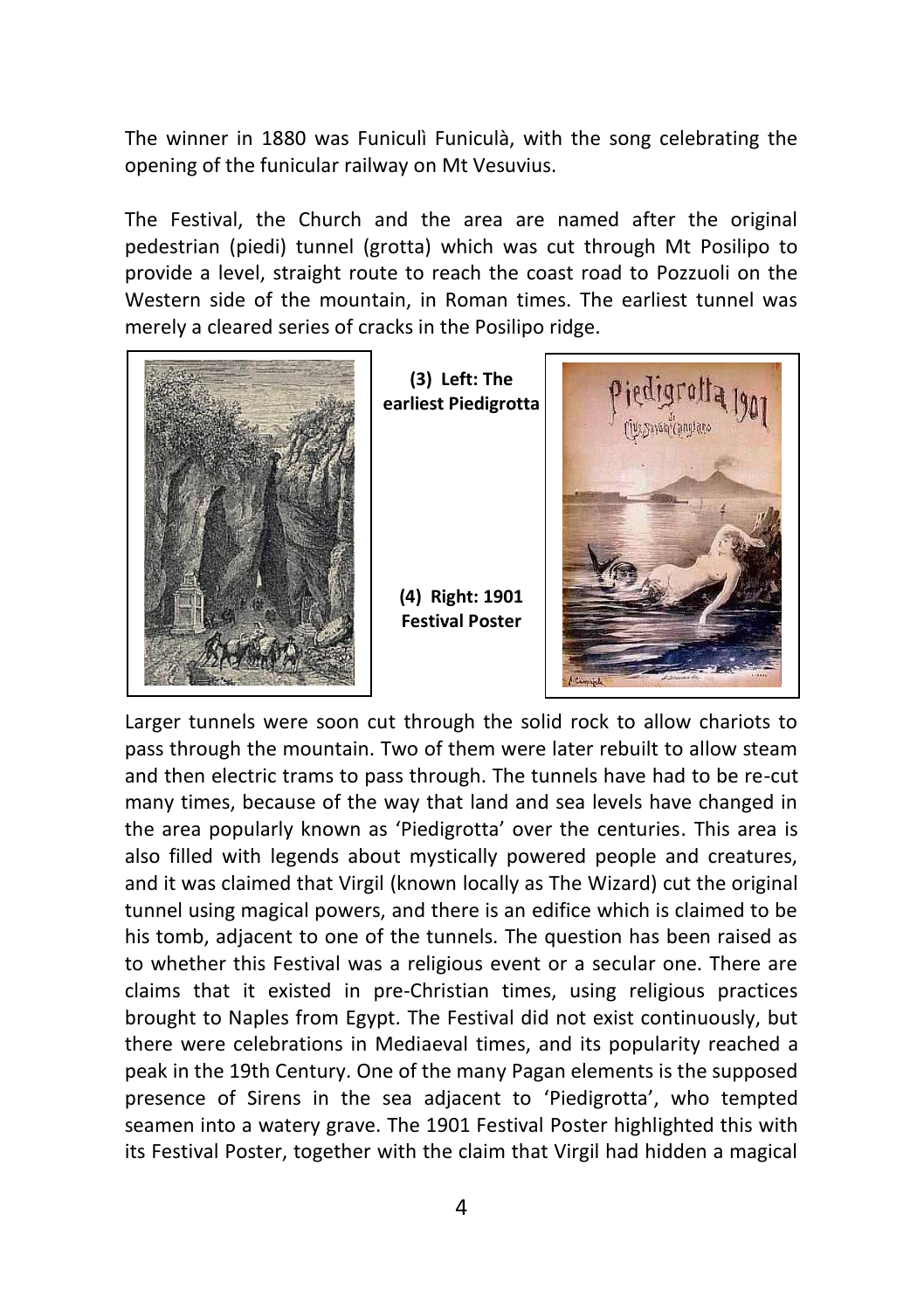The winner in 1880 was Funiculì Funiculà, with the song celebrating the opening of the funicular railway on Mt Vesuvius.

The Festival, the Church and the area are named after the original pedestrian (piedi) tunnel (grotta) which was cut through Mt Posilipo to provide a level, straight route to reach the coast road to Pozzuoli on the Western side of the mountain, in Roman times. The earliest tunnel was merely a cleared series of cracks in the Posilipo ridge.

**(3) Left: The earliest Piedigrotta**

**(4) Right: 1901 Festival Poster**

Larger tunnels were soon cut through the solid rock to allow chariots to pass through the mountain. Two of them were later rebuilt to allow steam and then electric trams to pass through. The tunnels have had to be re-cut many times, because of the way that land and sea levels have changed in the area popularly known as 'Piedigrotta' over the centuries. This area is also filled with legends about mystically powered people and creatures, and it was claimed that Virgil (known locally as The Wizard) cut the original tunnel using magical powers, and there is an edifice which is claimed to be his tomb, adjacent to one of the tunnels. The question has been raised as to whether this Festival was a religious event or a secular one. There are claims that it existed in pre-Christian times, using religious practices brought to Naples from Egypt. The Festival did not exist continuously, but there were celebrations in Mediaeval times, and its popularity reached a peak in the 19th Century. One of the many Pagan elements is the supposed presence of Sirens in the sea adjacent to 'Piedigrotta', who tempted seamen into a watery grave. The 1901 Festival Poster highlighted this with its Festival Poster, together with the claim that Virgil had hidden a magical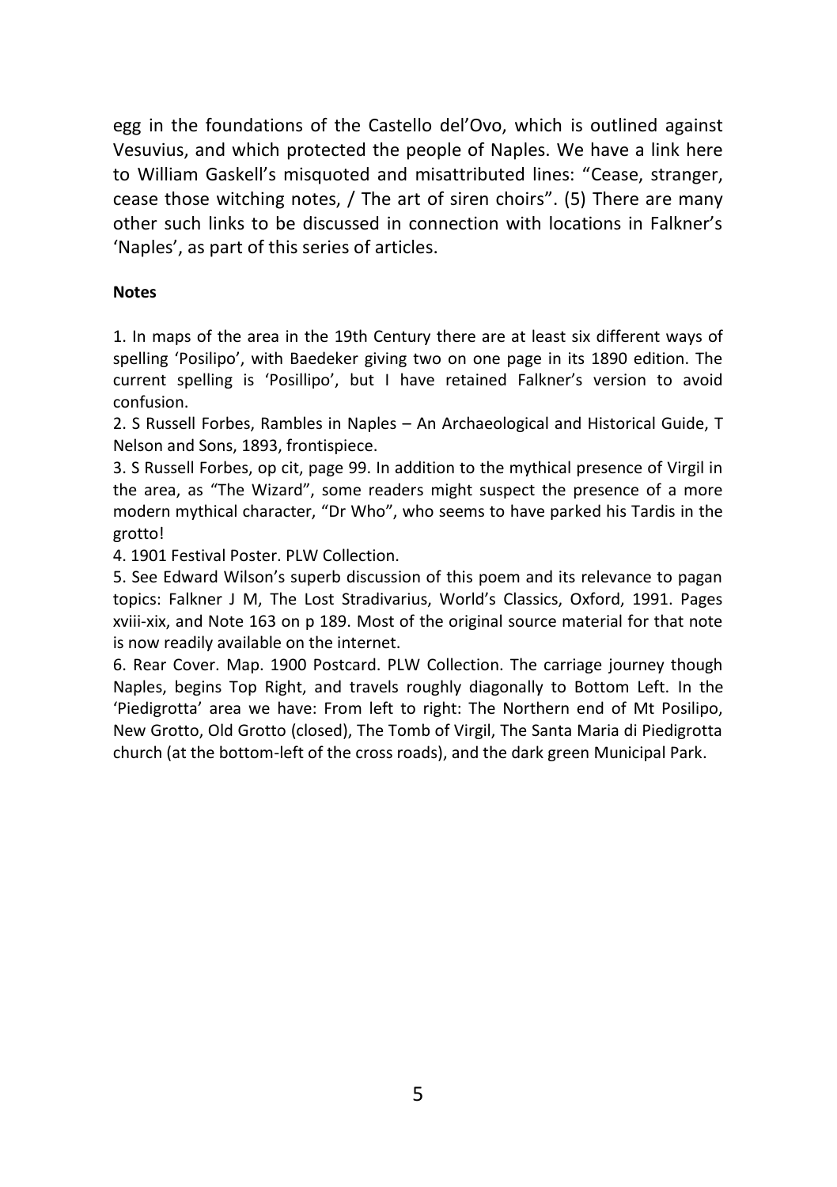egg in the foundations of the Castello del'Ovo, which is outlined against Vesuvius, and which protected the people of Naples. We have a link here to William Gaskell's misquoted and misattributed lines: "Cease, stranger, cease those witching notes, / The art of siren choirs". (5) There are many other such links to be discussed in connection with locations in Falkner's 'Naples', as part of this series of articles.

**Notes**

1. In maps of the area in the 19th Century there are at least six different ways of spelling 'Posilipo', with Baedeker giving two on one page in its 1890 edition. The current spelling is 'Posillipo', but I have retained Falkner's version to avoid confusion.
2. S Russell Forbes, Rambles in Naples – An Archaeological and Historical Guide, T Nelson and Sons, 1893, frontispiece.
3. S Russell Forbes, op cit, page 99. In addition to the mythical presence of Virgil in the area, as "The Wizard", some readers might suspect the presence of a more modern mythical character, "Dr Who", who seems to have parked his Tardis in the grotto!
4. 1901 Festival Poster. PLW Collection.
5. See Edward Wilson's superb discussion of this poem and its relevance to pagan topics: Falkner J M, The Lost Stradivarius, World's Classics, Oxford, 1991. Pages xviii-xix, and Note 163 on p 189. Most of the original source material for that note is now readily available on the internet.
6. Rear Cover. Map. 1900 Postcard. PLW Collection. The carriage journey though Naples, begins Top Right, and travels roughly diagonally to Bottom Left. In the 'Piedigrotta' area we have: From left to right: The Northern end of Mt Posilipo, New Grotto, Old Grotto (closed), The Tomb of Virgil, The Santa Maria di Piedigrotta church (at the bottom-left of the cross roads), and the dark green Municipal Park.